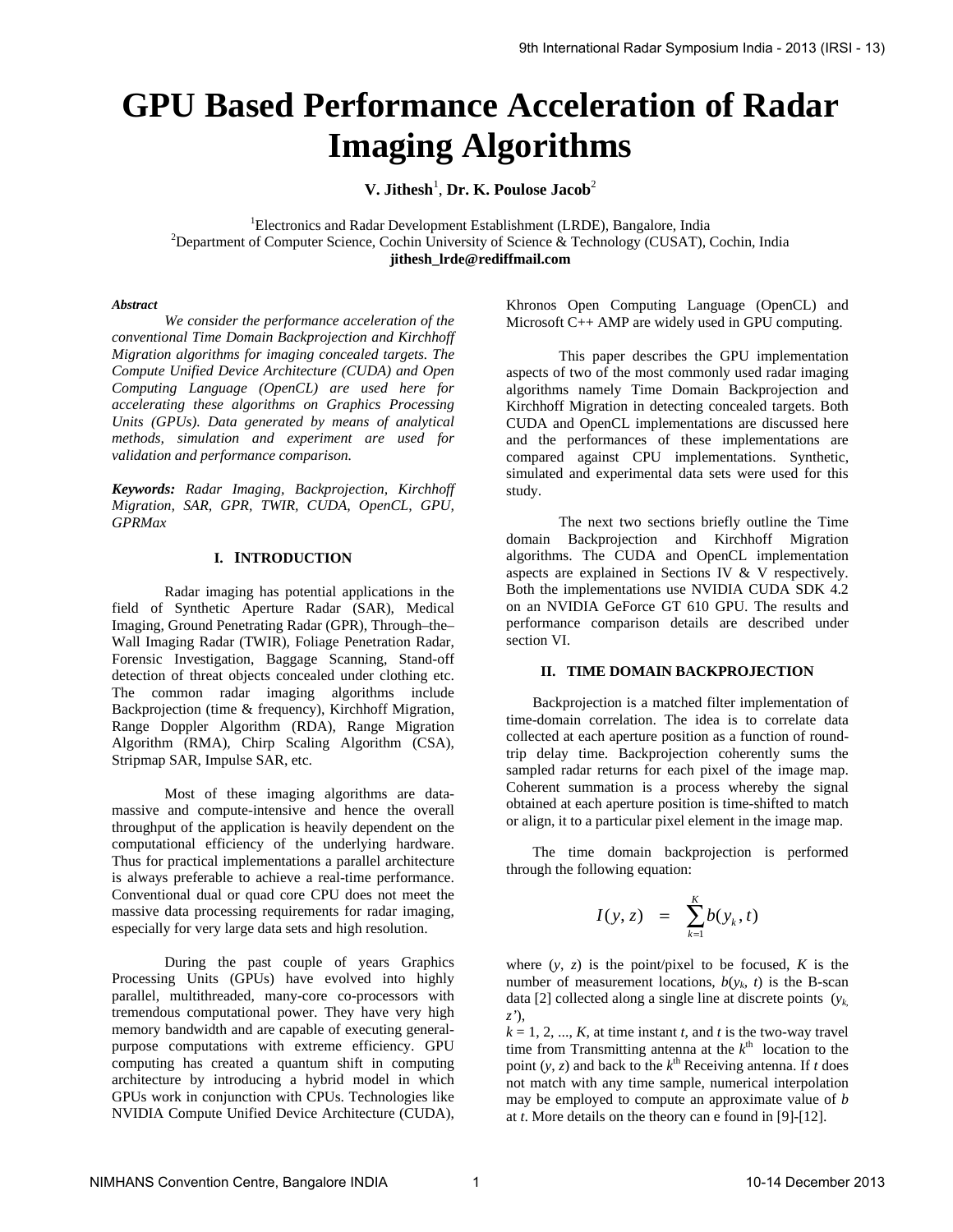# GPU Based Performance Acceleration of Radar Imaging Algorithms

**V. Jithesh**[1], **Dr. K. Poulose Jacob**[2]

[1]Electronics and Radar Development Establishment (LRDE), Bangalore, India
[2]Department of Computer Science, Cochin University of Science & Technology (CUSAT), Cochin, India
**jithesh_lrde@rediffmail.com**

***Abstract***

*We consider the performance acceleration of the conventional Time Domain Backprojection and Kirchhoff Migration algorithms for imaging concealed targets. The Compute Unified Device Architecture (CUDA) and Open Computing Language (OpenCL) are used here for accelerating these algorithms on Graphics Processing Units (GPUs). Data generated by means of analytical methods, simulation and experiment are used for validation and performance comparison.*

***Keywords:*** *Radar Imaging, Backprojection, Kirchhoff Migration, SAR, GPR, TWIR, CUDA, OpenCL, GPU, GPRMax*

## I. INTRODUCTION

Radar imaging has potential applications in the field of Synthetic Aperture Radar (SAR), Medical Imaging, Ground Penetrating Radar (GPR), Through–the–Wall Imaging Radar (TWIR), Foliage Penetration Radar, Forensic Investigation, Baggage Scanning, Stand-off detection of threat objects concealed under clothing etc. The common radar imaging algorithms include Backprojection (time & frequency), Kirchhoff Migration, Range Doppler Algorithm (RDA), Range Migration Algorithm (RMA), Chirp Scaling Algorithm (CSA), Stripmap SAR, Impulse SAR, etc.

Most of these imaging algorithms are data-massive and compute-intensive and hence the overall throughput of the application is heavily dependent on the computational efficiency of the underlying hardware. Thus for practical implementations a parallel architecture is always preferable to achieve a real-time performance. Conventional dual or quad core CPU does not meet the massive data processing requirements for radar imaging, especially for very large data sets and high resolution.

During the past couple of years Graphics Processing Units (GPUs) have evolved into highly parallel, multithreaded, many-core co-processors with tremendous computational power. They have very high memory bandwidth and are capable of executing general-purpose computations with extreme efficiency. GPU computing has created a quantum shift in computing architecture by introducing a hybrid model in which GPUs work in conjunction with CPUs. Technologies like NVIDIA Compute Unified Device Architecture (CUDA), Khronos Open Computing Language (OpenCL) and Microsoft C++ AMP are widely used in GPU computing.

This paper describes the GPU implementation aspects of two of the most commonly used radar imaging algorithms namely Time Domain Backprojection and Kirchhoff Migration in detecting concealed targets. Both CUDA and OpenCL implementations are discussed here and the performances of these implementations are compared against CPU implementations. Synthetic, simulated and experimental data sets were used for this study.

The next two sections briefly outline the Time domain Backprojection and Kirchhoff Migration algorithms. The CUDA and OpenCL implementation aspects are explained in Sections IV & V respectively. Both the implementations use NVIDIA CUDA SDK 4.2 on an NVIDIA GeForce GT 610 GPU. The results and performance comparison details are described under section VI.

## II. TIME DOMAIN BACKPROJECTION

Backprojection is a matched filter implementation of time-domain correlation. The idea is to correlate data collected at each aperture position as a function of round-trip delay time. Backprojection coherently sums the sampled radar returns for each pixel of the image map. Coherent summation is a process whereby the signal obtained at each aperture position is time-shifted to match or align, it to a particular pixel element in the image map.

The time domain backprojection is performed through the following equation:

$$I(y,z) = \sum_{k=1}^{K} b(y_k, t)$$

where $(y, z)$ is the point/pixel to be focused, $K$ is the number of measurement locations, $b(y_k, t)$ is the B-scan data [2] collected along a single line at discrete points $(y_k, z')$,
$k = 1, 2, ..., K$, at time instant $t$, and $t$ is the two-way travel time from Transmitting antenna at the $k^{th}$ location to the point $(y, z)$ and back to the $k^{th}$ Receiving antenna. If $t$ does not match with any time sample, numerical interpolation may be employed to compute an approximate value of $b$ at $t$. More details on the theory can e found in [9]-[12].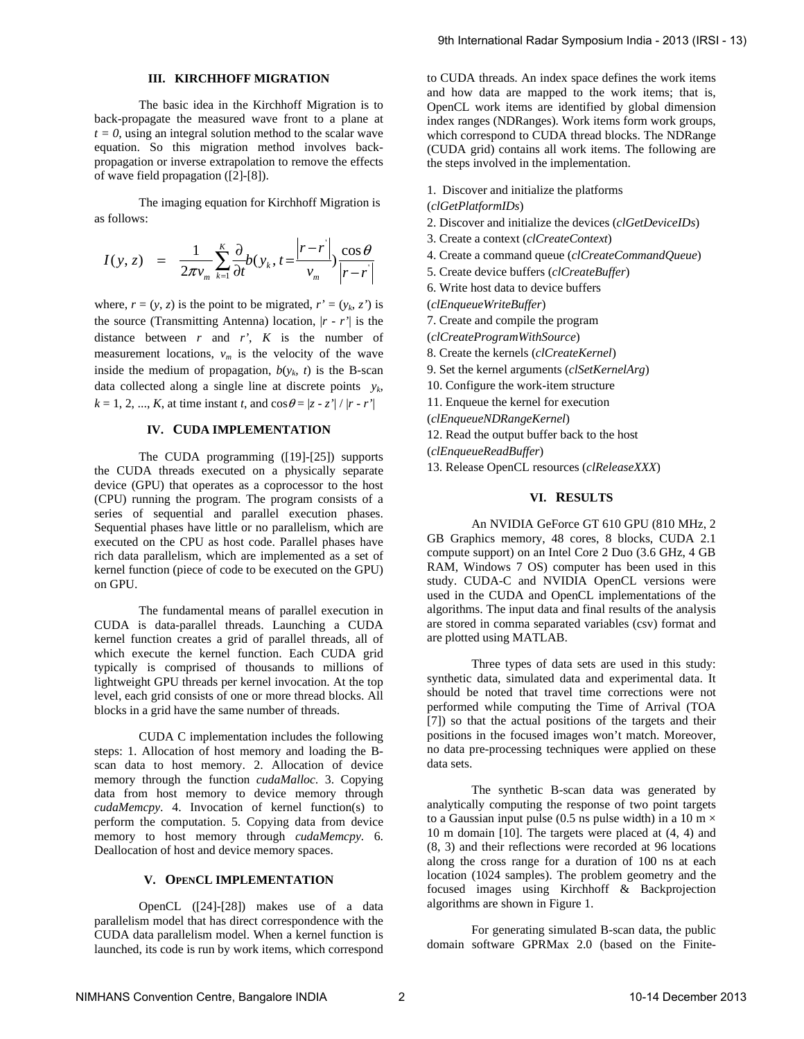### III. KIRCHHOFF MIGRATION

The basic idea in the Kirchhoff Migration is to back-propagate the measured wave front to a plane at $t = 0$, using an integral solution method to the scalar wave equation. So this migration method involves back-propagation or inverse extrapolation to remove the effects of wave field propagation ([2]-[8]).

The imaging equation for Kirchhoff Migration is as follows:

$$I(y,z) = \frac{1}{2\pi v_m}\sum_{k=1}^{K}\frac{\partial}{\partial t}b(y_k, t = \frac{|r-r'|}{v_m})\frac{\cos\theta}{|r-r'|}$$

where, $r = (y, z)$ is the point to be migrated, $r' = (y_k, z')$ is the source (Transmitting Antenna) location, $|r - r'|$ is the distance between $r$ and $r'$, $K$ is the number of measurement locations, $v_m$ is the velocity of the wave inside the medium of propagation, $b(y_k, t)$ is the B-scan data collected along a single line at discrete points $y_k$, $k = 1, 2, ..., K$, at time instant $t$, and $\cos\theta = |z - z'| / |r - r'|$

### IV. CUDA IMPLEMENTATION

The CUDA programming ([19]-[25]) supports the CUDA threads executed on a physically separate device (GPU) that operates as a coprocessor to the host (CPU) running the program. The program consists of a series of sequential and parallel execution phases. Sequential phases have little or no parallelism, which are executed on the CPU as host code. Parallel phases have rich data parallelism, which are implemented as a set of kernel function (piece of code to be executed on the GPU) on GPU.

The fundamental means of parallel execution in CUDA is data-parallel threads. Launching a CUDA kernel function creates a grid of parallel threads, all of which execute the kernel function. Each CUDA grid typically is comprised of thousands to millions of lightweight GPU threads per kernel invocation. At the top level, each grid consists of one or more thread blocks. All blocks in a grid have the same number of threads.

CUDA C implementation includes the following steps: 1. Allocation of host memory and loading the B-scan data to host memory. 2. Allocation of device memory through the function *cudaMalloc*. 3. Copying data from host memory to device memory through *cudaMemcpy*. 4. Invocation of kernel function(s) to perform the computation. 5. Copying data from device memory to host memory through *cudaMemcpy*. 6. Deallocation of host and device memory spaces.

### V. OPENCL IMPLEMENTATION

OpenCL ([24]-[28]) makes use of a data parallelism model that has direct correspondence with the CUDA data parallelism model. When a kernel function is launched, its code is run by work items, which correspond to CUDA threads. An index space defines the work items and how data are mapped to the work items; that is, OpenCL work items are identified by global dimension index ranges (NDRanges). Work items form work groups, which correspond to CUDA thread blocks. The NDRange (CUDA grid) contains all work items. The following are the steps involved in the implementation.

1. Discover and initialize the platforms (*clGetPlatformIDs*)
2. Discover and initialize the devices (*clGetDeviceIDs*)
3. Create a context (*clCreateContext*)
4. Create a command queue (*clCreateCommandQueue*)
5. Create device buffers (*clCreateBuffer*)
6. Write host data to device buffers (*clEnqueueWriteBuffer*)
7. Create and compile the program (*clCreateProgramWithSource*)
8. Create the kernels (*clCreateKernel*)
9. Set the kernel arguments (*clSetKernelArg*)
10. Configure the work-item structure
11. Enqueue the kernel for execution (*clEnqueueNDRangeKernel*)
12. Read the output buffer back to the host (*clEnqueueReadBuffer*)
13. Release OpenCL resources (*clReleaseXXX*)

### VI. RESULTS

An NVIDIA GeForce GT 610 GPU (810 MHz, 2 GB Graphics memory, 48 cores, 8 blocks, CUDA 2.1 compute support) on an Intel Core 2 Duo (3.6 GHz, 4 GB RAM, Windows 7 OS) computer has been used in this study. CUDA-C and NVIDIA OpenCL versions were used in the CUDA and OpenCL implementations of the algorithms. The input data and final results of the analysis are stored in comma separated variables (csv) format and are plotted using MATLAB.

Three types of data sets are used in this study: synthetic data, simulated data and experimental data. It should be noted that travel time corrections were not performed while computing the Time of Arrival (TOA [7]) so that the actual positions of the targets and their positions in the focused images won't match. Moreover, no data pre-processing techniques were applied on these data sets.

The synthetic B-scan data was generated by analytically computing the response of two point targets to a Gaussian input pulse (0.5 ns pulse width) in a 10 m × 10 m domain [10]. The targets were placed at (4, 4) and (8, 3) and their reflections were recorded at 96 locations along the cross range for a duration of 100 ns at each location (1024 samples). The problem geometry and the focused images using Kirchhoff & Backprojection algorithms are shown in Figure 1.

For generating simulated B-scan data, the public domain software GPRMax 2.0 (based on the Finite-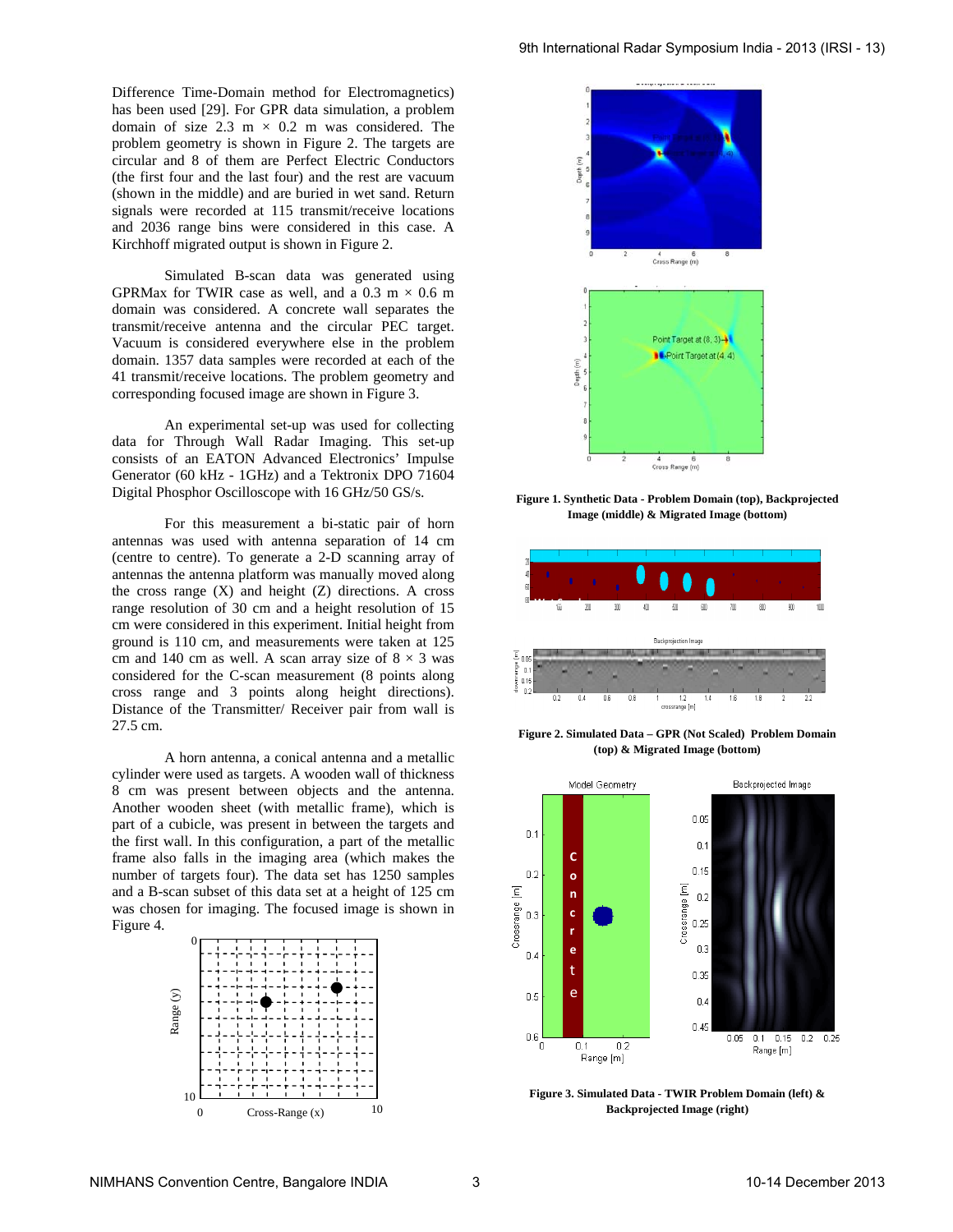Difference Time-Domain method for Electromagnetics) has been used [29]. For GPR data simulation, a problem domain of size 2.3 m × 0.2 m was considered. The problem geometry is shown in Figure 2. The targets are circular and 8 of them are Perfect Electric Conductors (the first four and the last four) and the rest are vacuum (shown in the middle) and are buried in wet sand. Return signals were recorded at 115 transmit/receive locations and 2036 range bins were considered in this case. A Kirchhoff migrated output is shown in Figure 2.

Simulated B-scan data was generated using GPRMax for TWIR case as well, and a 0.3 m × 0.6 m domain was considered. A concrete wall separates the transmit/receive antenna and the circular PEC target. Vacuum is considered everywhere else in the problem domain. 1357 data samples were recorded at each of the 41 transmit/receive locations. The problem geometry and corresponding focused image are shown in Figure 3.

An experimental set-up was used for collecting data for Through Wall Radar Imaging. This set-up consists of an EATON Advanced Electronics' Impulse Generator (60 kHz - 1GHz) and a Tektronix DPO 71604 Digital Phosphor Oscilloscope with 16 GHz/50 GS/s.

For this measurement a bi-static pair of horn antennas was used with antenna separation of 14 cm (centre to centre). To generate a 2-D scanning array of antennas the antenna platform was manually moved along the cross range (X) and height (Z) directions. A cross range resolution of 30 cm and a height resolution of 15 cm were considered in this experiment. Initial height from ground is 110 cm, and measurements were taken at 125 cm and 140 cm as well. A scan array size of 8 × 3 was considered for the C-scan measurement (8 points along cross range and 3 points along height directions). Distance of the Transmitter/ Receiver pair from wall is 27.5 cm.

A horn antenna, a conical antenna and a metallic cylinder were used as targets. A wooden wall of thickness 8 cm was present between objects and the antenna. Another wooden sheet (with metallic frame), which is part of a cubicle, was present in between the targets and the first wall. In this configuration, a part of the metallic frame also falls in the imaging area (which makes the number of targets four). The data set has 1250 samples and a B-scan subset of this data set at a height of 125 cm was chosen for imaging. The focused image is shown in Figure 4.

**Figure 1. Synthetic Data - Problem Domain (top), Backprojected Image (middle) & Migrated Image (bottom)**

**Figure 2. Simulated Data – GPR (Not Scaled) Problem Domain (top) & Migrated Image (bottom)**

**Figure 3. Simulated Data - TWIR Problem Domain (left) & Backprojected Image (right)**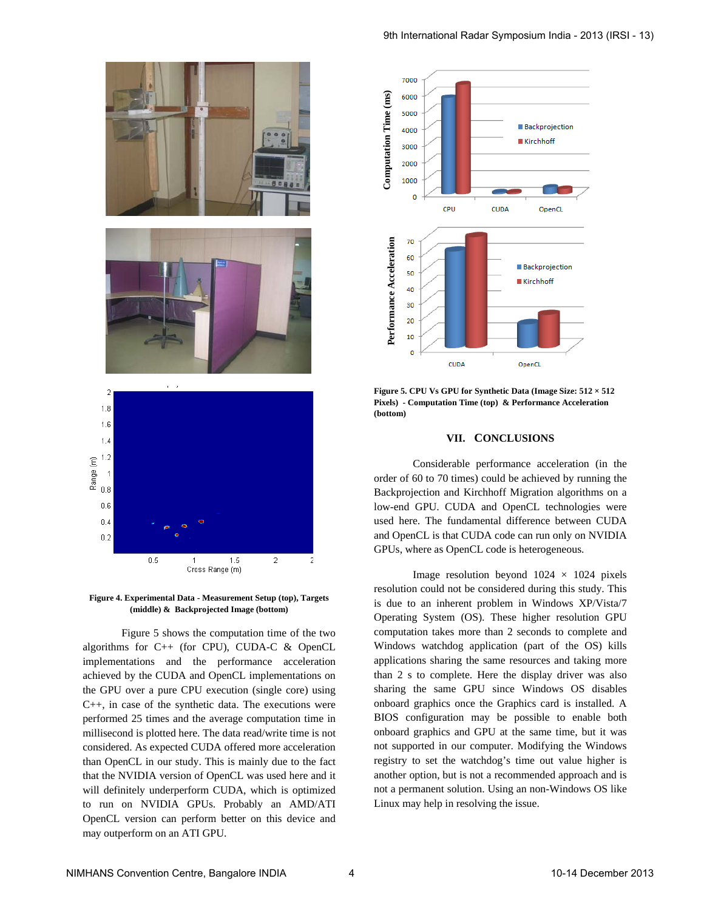Figure 4. Experimental Data - Measurement Setup (top), Targets (middle) & Backprojected Image (bottom)

Figure 5 shows the computation time of the two algorithms for C++ (for CPU), CUDA-C & OpenCL implementations and the performance acceleration achieved by the CUDA and OpenCL implementations on the GPU over a pure CPU execution (single core) using C++, in case of the synthetic data. The executions were performed 25 times and the average computation time in millisecond is plotted here. The data read/write time is not considered. As expected CUDA offered more acceleration than OpenCL in our study. This is mainly due to the fact that the NVIDIA version of OpenCL was used here and it will definitely underperform CUDA, which is optimized to run on NVIDIA GPUs. Probably an AMD/ATI OpenCL version can perform better on this device and may outperform on an ATI GPU.

Figure 5. CPU Vs GPU for Synthetic Data (Image Size: 512 × 512 Pixels) - Computation Time (top) & Performance Acceleration (bottom)

## VII. CONCLUSIONS

Considerable performance acceleration (in the order of 60 to 70 times) could be achieved by running the Backprojection and Kirchhoff Migration algorithms on a low-end GPU. CUDA and OpenCL technologies were used here. The fundamental difference between CUDA and OpenCL is that CUDA code can run only on NVIDIA GPUs, where as OpenCL code is heterogeneous.

Image resolution beyond 1024 × 1024 pixels resolution could not be considered during this study. This is due to an inherent problem in Windows XP/Vista/7 Operating System (OS). These higher resolution GPU computation takes more than 2 seconds to complete and Windows watchdog application (part of the OS) kills applications sharing the same resources and taking more than 2 s to complete. Here the display driver was also sharing the same GPU since Windows OS disables onboard graphics once the Graphics card is installed. A BIOS configuration may be possible to enable both onboard graphics and GPU at the same time, but it was not supported in our computer. Modifying the Windows registry to set the watchdog's time out value higher is another option, but is not a recommended approach and is not a permanent solution. Using an non-Windows OS like Linux may help in resolving the issue.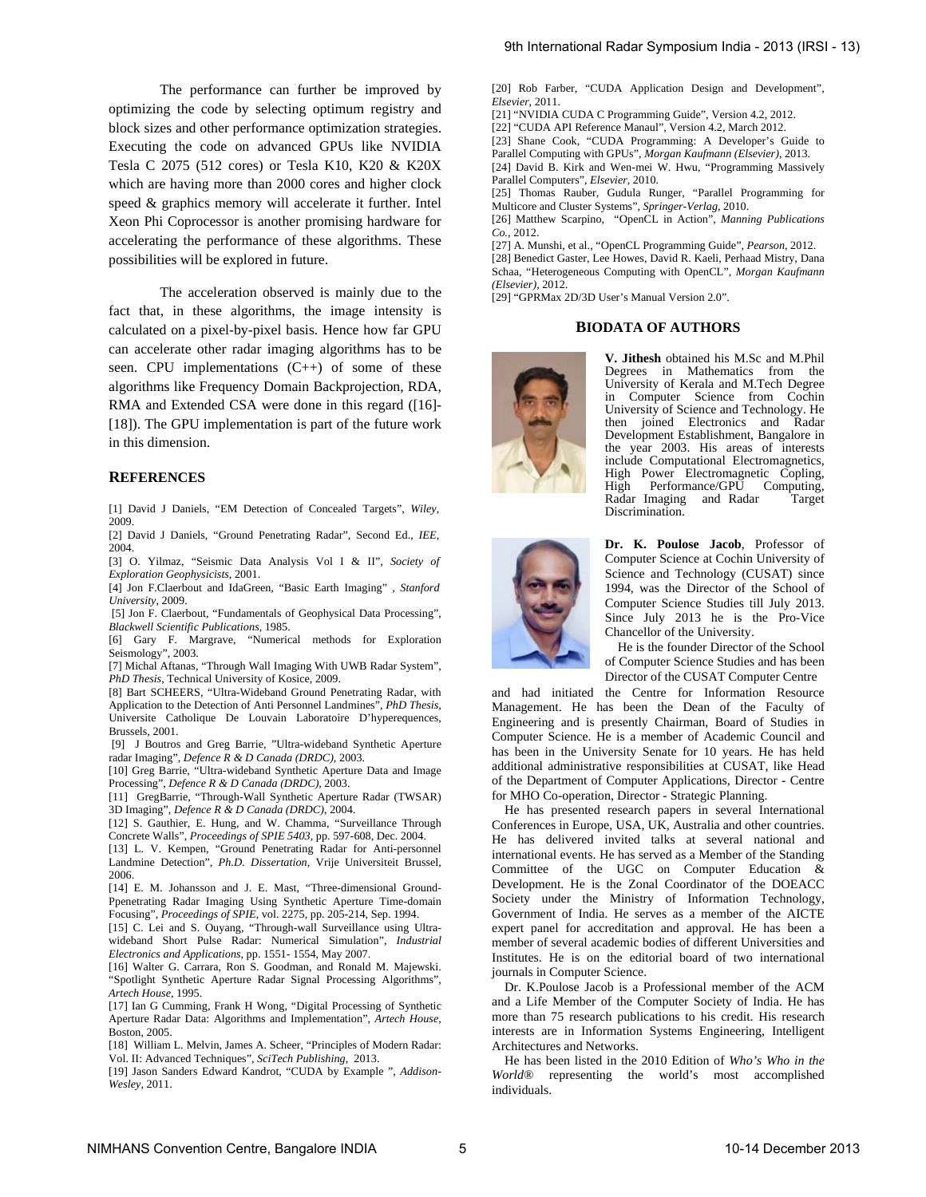The performance can further be improved by optimizing the code by selecting optimum registry and block sizes and other performance optimization strategies. Executing the code on advanced GPUs like NVIDIA Tesla C 2075 (512 cores) or Tesla K10, K20 & K20X which are having more than 2000 cores and higher clock speed & graphics memory will accelerate it further. Intel Xeon Phi Coprocessor is another promising hardware for accelerating the performance of these algorithms. These possibilities will be explored in future.

The acceleration observed is mainly due to the fact that, in these algorithms, the image intensity is calculated on a pixel-by-pixel basis. Hence how far GPU can accelerate other radar imaging algorithms has to be seen. CPU implementations (C++) of some of these algorithms like Frequency Domain Backprojection, RDA, RMA and Extended CSA were done in this regard ([16]-[18]). The GPU implementation is part of the future work in this dimension.

## REFERENCES

[1] David J Daniels, "EM Detection of Concealed Targets", *Wiley*, 2009.

[2] David J Daniels, "Ground Penetrating Radar", Second Ed., *IEE*, 2004.

[3] O. Yilmaz, "Seismic Data Analysis Vol I & II", *Society of Exploration Geophysicists*, 2001.

[4] Jon F.Claerbout and IdaGreen, "Basic Earth Imaging" , *Stanford University*, 2009.

[5] Jon F. Claerbout, "Fundamentals of Geophysical Data Processing", *Blackwell Scientific Publications*, 1985.

[6] Gary F. Margrave, "Numerical methods for Exploration Seismology", 2003.

[7] Michal Aftanas, "Through Wall Imaging With UWB Radar System", *PhD Thesis*, Technical University of Kosice, 2009.

[8] Bart SCHEERS, "Ultra-Wideband Ground Penetrating Radar, with Application to the Detection of Anti Personnel Landmines", *PhD Thesis*, Universite Catholique De Louvain Laboratoire D'hyperequences, Brussels, 2001.

[9] J Boutros and Greg Barrie, "Ultra-wideband Synthetic Aperture radar Imaging", *Defence R & D Canada (DRDC)*, 2003.

[10] Greg Barrie, "Ultra-wideband Synthetic Aperture Data and Image Processing", *Defence R & D Canada (DRDC)*, 2003.

[11] GregBarrie, "Through-Wall Synthetic Aperture Radar (TWSAR) 3D Imaging", *Defence R & D Canada (DRDC)*, 2004.

[12] S. Gauthier, E. Hung, and W. Chamma, "Surveillance Through Concrete Walls", *Proceedings of SPIE 5403*, pp. 597-608, Dec. 2004.

[13] L. V. Kempen, "Ground Penetrating Radar for Anti-personnel Landmine Detection", *Ph.D. Dissertation*, Vrije Universiteit Brussel, 2006.

[14] E. M. Johansson and J. E. Mast, "Three-dimensional Ground-Ppenetrating Radar Imaging Using Synthetic Aperture Time-domain Focusing", *Proceedings of SPIE*, vol. 2275, pp. 205-214, Sep. 1994.

[15] C. Lei and S. Ouyang, "Through-wall Surveillance using Ultra-wideband Short Pulse Radar: Numerical Simulation", *Industrial Electronics and Applications*, pp. 1551- 1554, May 2007.

[16] Walter G. Carrara, Ron S. Goodman, and Ronald M. Majewski. "Spotlight Synthetic Aperture Radar Signal Processing Algorithms", *Artech House*, 1995.

[17] Ian G Cumming, Frank H Wong, "Digital Processing of Synthetic Aperture Radar Data: Algorithms and Implementation", *Artech House*, Boston, 2005.

[18] William L. Melvin, James A. Scheer, "Principles of Modern Radar: Vol. II: Advanced Techniques", *SciTech Publishing*, 2013.

[19] Jason Sanders Edward Kandrot, "CUDA by Example ", *Addison-Wesley*, 2011.

[20] Rob Farber, "CUDA Application Design and Development", *Elsevier*, 2011.

[21] "NVIDIA CUDA C Programming Guide", Version 4.2, 2012.

[22] "CUDA API Reference Manaul", Version 4.2, March 2012.

[23] Shane Cook, "CUDA Programming: A Developer's Guide to Parallel Computing with GPUs", *Morgan Kaufmann (Elsevier)*, 2013.

[24] David B. Kirk and Wen-mei W. Hwu, "Programming Massively Parallel Computers", *Elsevier*, 2010.

[25] Thomas Rauber, Gudula Runger, "Parallel Programming for Multicore and Cluster Systems", *Springer-Verlag*, 2010.

[26] Matthew Scarpino, "OpenCL in Action", *Manning Publications Co.*, 2012.

[27] A. Munshi, et al., "OpenCL Programming Guide", *Pearson*, 2012.

[28] Benedict Gaster, Lee Howes, David R. Kaeli, Perhaad Mistry, Dana Schaa, "Heterogeneous Computing with OpenCL", *Morgan Kaufmann (Elsevier)*, 2012.

[29] "GPRMax 2D/3D User's Manual Version 2.0".

## BIODATA OF AUTHORS

**V. Jithesh** obtained his M.Sc and M.Phil Degrees in Mathematics from the University of Kerala and M.Tech Degree in Computer Science from Cochin University of Science and Technology. He then joined Electronics and Radar Development Establishment, Bangalore in the year 2003. His areas of interests include Computational Electromagnetics, High Power Electromagnetic Copling, High Performance/GPU Computing, Radar Imaging and Radar Target Discrimination.

**Dr. K. Poulose Jacob**, Professor of Computer Science at Cochin University of Science and Technology (CUSAT) since 1994, was the Director of the School of Computer Science Studies till July 2013. Since July 2013 he is the Pro-Vice Chancellor of the University.

He is the founder Director of the School of Computer Science Studies and has been Director of the CUSAT Computer Centre and had initiated the Centre for Information Resource Management. He has been the Dean of the Faculty of Engineering and is presently Chairman, Board of Studies in Computer Science. He is a member of Academic Council and has been in the University Senate for 10 years. He has held additional administrative responsibilities at CUSAT, like Head of the Department of Computer Applications, Director - Centre for MHO Co-operation, Director - Strategic Planning.

He has presented research papers in several International Conferences in Europe, USA, UK, Australia and other countries. He has delivered invited talks at several national and international events. He has served as a Member of the Standing Committee of the UGC on Computer Education & Development. He is the Zonal Coordinator of the DOEACC Society under the Ministry of Information Technology, Government of India. He serves as a member of the AICTE expert panel for accreditation and approval. He has been a member of several academic bodies of different Universities and Institutes. He is on the editorial board of two international journals in Computer Science.

Dr. K.Poulose Jacob is a Professional member of the ACM and a Life Member of the Computer Society of India. He has more than 75 research publications to his credit. His research interests are in Information Systems Engineering, Intelligent Architectures and Networks.

He has been listed in the 2010 Edition of *Who's Who in the World®* representing the world's most accomplished individuals.